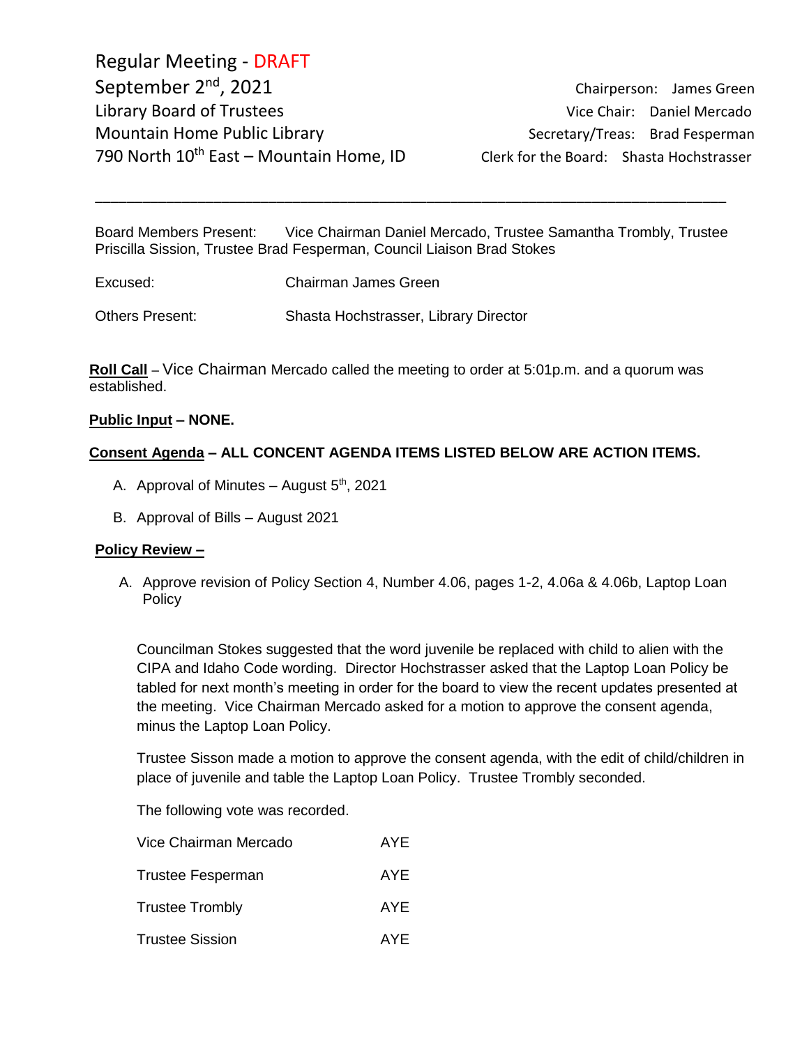Regular Meeting - DRAFT
September 2nd, 2021
Library Board of Trustees
Mountain Home Public Library
790 North 10th East – Mountain Home, ID

Chairperson: James Green
Vice Chair: Daniel Mercado
Secretary/Treas: Brad Fesperman
Clerk for the Board: Shasta Hochstrasser

---

Board Members Present: Vice Chairman Daniel Mercado, Trustee Samantha Trombly, Trustee Priscilla Sission, Trustee Brad Fesperman, Council Liaison Brad Stokes

Excused: Chairman James Green

Others Present: Shasta Hochstrasser, Library Director

**Roll Call** – Vice Chairman Mercado called the meeting to order at 5:01p.m. and a quorum was established.

**Public Input – NONE.**

**Consent Agenda – ALL CONCENT AGENDA ITEMS LISTED BELOW ARE ACTION ITEMS.**

A. Approval of Minutes – August 5th, 2021

B. Approval of Bills – August 2021

**Policy Review –**

A. Approve revision of Policy Section 4, Number 4.06, pages 1-2, 4.06a & 4.06b, Laptop Loan Policy

Councilman Stokes suggested that the word juvenile be replaced with child to alien with the CIPA and Idaho Code wording. Director Hochstrasser asked that the Laptop Loan Policy be tabled for next month's meeting in order for the board to view the recent updates presented at the meeting. Vice Chairman Mercado asked for a motion to approve the consent agenda, minus the Laptop Loan Policy.

Trustee Sisson made a motion to approve the consent agenda, with the edit of child/children in place of juvenile and table the Laptop Loan Policy. Trustee Trombly seconded.

The following vote was recorded.

| | |
|---|---|
| Vice Chairman Mercado | AYE |
| Trustee Fesperman | AYE |
| Trustee Trombly | AYE |
| Trustee Sission | AYE |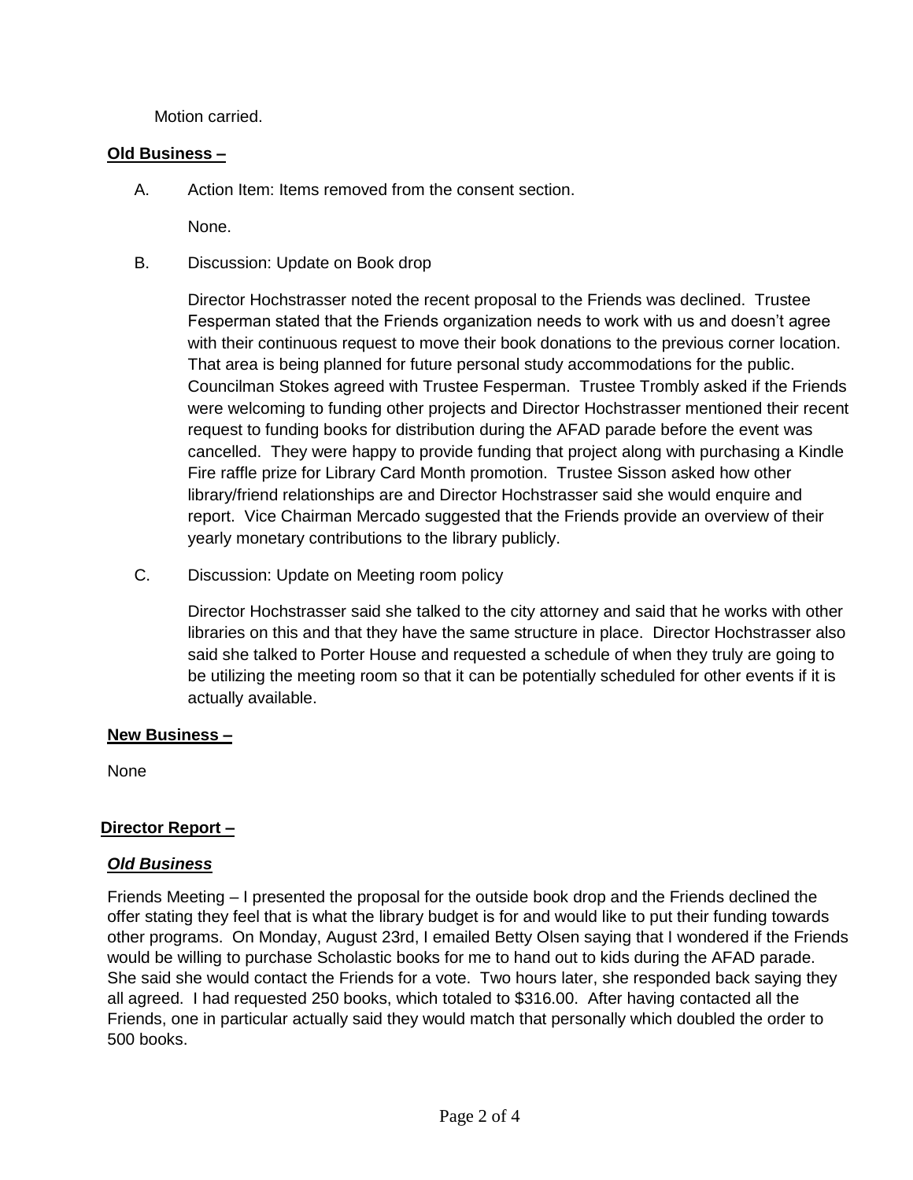Motion carried.

**Old Business –**

A. Action Item: Items removed from the consent section.

None.

B. Discussion: Update on Book drop

Director Hochstrasser noted the recent proposal to the Friends was declined. Trustee Fesperman stated that the Friends organization needs to work with us and doesn't agree with their continuous request to move their book donations to the previous corner location. That area is being planned for future personal study accommodations for the public. Councilman Stokes agreed with Trustee Fesperman. Trustee Trombly asked if the Friends were welcoming to funding other projects and Director Hochstrasser mentioned their recent request to funding books for distribution during the AFAD parade before the event was cancelled. They were happy to provide funding that project along with purchasing a Kindle Fire raffle prize for Library Card Month promotion. Trustee Sisson asked how other library/friend relationships are and Director Hochstrasser said she would enquire and report. Vice Chairman Mercado suggested that the Friends provide an overview of their yearly monetary contributions to the library publicly.

C. Discussion: Update on Meeting room policy

Director Hochstrasser said she talked to the city attorney and said that he works with other libraries on this and that they have the same structure in place. Director Hochstrasser also said she talked to Porter House and requested a schedule of when they truly are going to be utilizing the meeting room so that it can be potentially scheduled for other events if it is actually available.

**New Business –**

None

**Director Report –**

***Old Business***

Friends Meeting – I presented the proposal for the outside book drop and the Friends declined the offer stating they feel that is what the library budget is for and would like to put their funding towards other programs. On Monday, August 23rd, I emailed Betty Olsen saying that I wondered if the Friends would be willing to purchase Scholastic books for me to hand out to kids during the AFAD parade. She said she would contact the Friends for a vote. Two hours later, she responded back saying they all agreed. I had requested 250 books, which totaled to $316.00. After having contacted all the Friends, one in particular actually said they would match that personally which doubled the order to 500 books.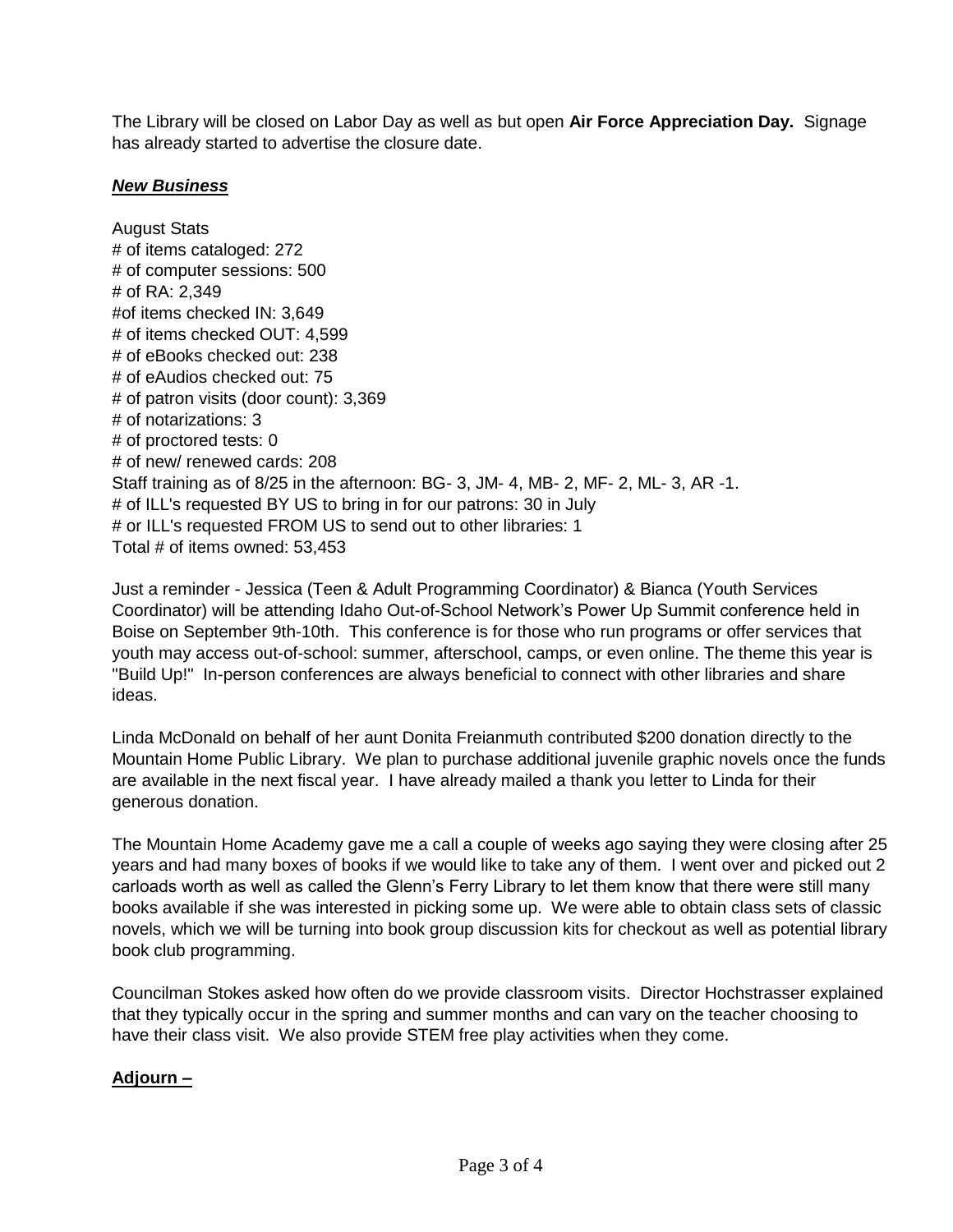The Library will be closed on Labor Day as well as but open **Air Force Appreciation Day.** Signage has already started to advertise the closure date.

***New Business***

August Stats
# of items cataloged: 272
# of computer sessions: 500
# of RA: 2,349
#of items checked IN: 3,649
# of items checked OUT: 4,599
# of eBooks checked out: 238
# of eAudios checked out: 75
# of patron visits (door count): 3,369
# of notarizations: 3
# of proctored tests: 0
# of new/ renewed cards: 208
Staff training as of 8/25 in the afternoon: BG- 3, JM- 4, MB- 2, MF- 2, ML- 3, AR -1.
# of ILL's requested BY US to bring in for our patrons: 30 in July
# or ILL's requested FROM US to send out to other libraries: 1
Total # of items owned: 53,453

Just a reminder - Jessica (Teen & Adult Programming Coordinator) & Bianca (Youth Services Coordinator) will be attending Idaho Out-of-School Network's Power Up Summit conference held in Boise on September 9th-10th. This conference is for those who run programs or offer services that youth may access out-of-school: summer, afterschool, camps, or even online. The theme this year is "Build Up!" In-person conferences are always beneficial to connect with other libraries and share ideas.

Linda McDonald on behalf of her aunt Donita Freianmuth contributed $200 donation directly to the Mountain Home Public Library. We plan to purchase additional juvenile graphic novels once the funds are available in the next fiscal year. I have already mailed a thank you letter to Linda for their generous donation.

The Mountain Home Academy gave me a call a couple of weeks ago saying they were closing after 25 years and had many boxes of books if we would like to take any of them. I went over and picked out 2 carloads worth as well as called the Glenn's Ferry Library to let them know that there were still many books available if she was interested in picking some up. We were able to obtain class sets of classic novels, which we will be turning into book group discussion kits for checkout as well as potential library book club programming.

Councilman Stokes asked how often do we provide classroom visits. Director Hochstrasser explained that they typically occur in the spring and summer months and can vary on the teacher choosing to have their class visit. We also provide STEM free play activities when they come.

**Adjourn –**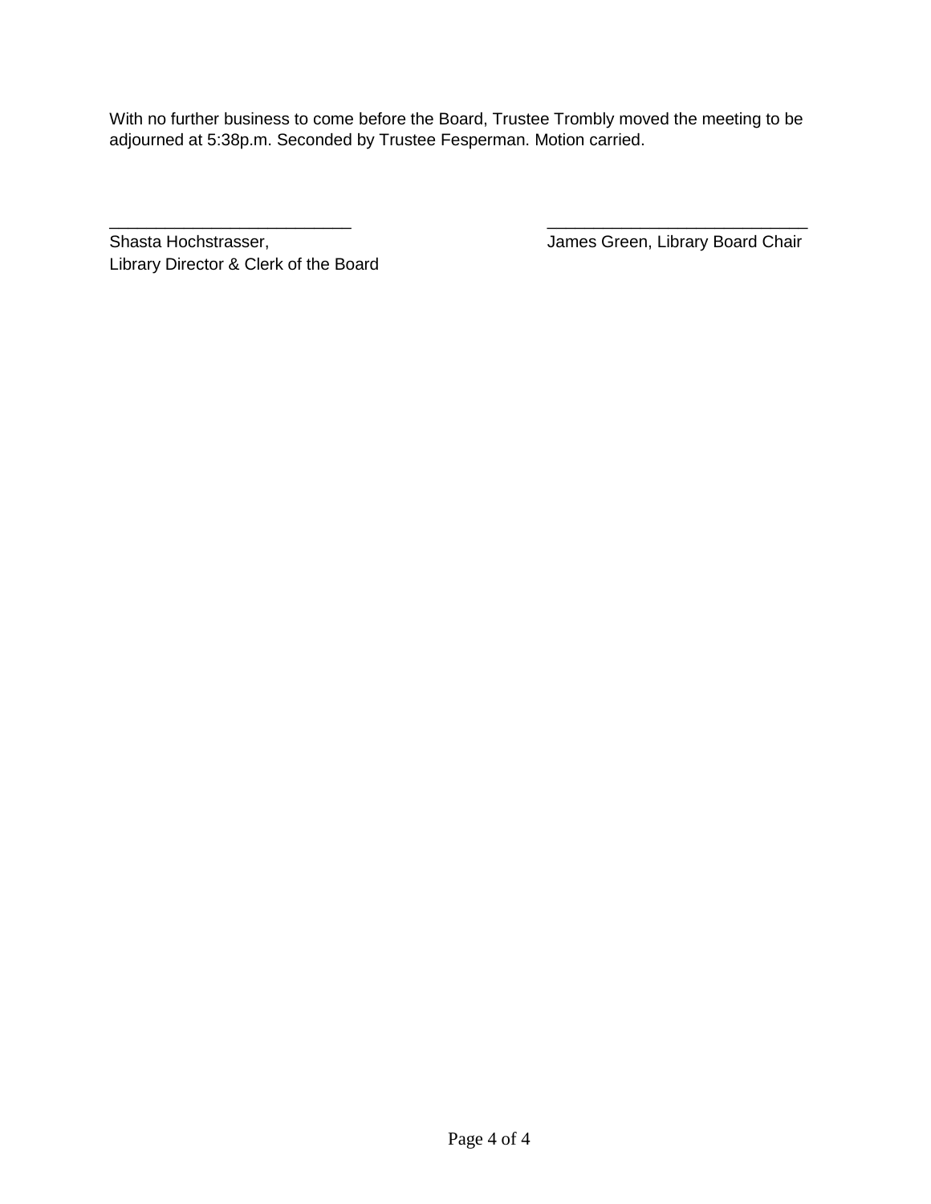With no further business to come before the Board, Trustee Trombly moved the meeting to be adjourned at 5:38p.m. Seconded by Trustee Fesperman. Motion carried.

\_\_\_\_\_\_\_\_\_\_\_\_\_\_\_\_\_\_\_\_\_\_\_\_\_\_\_
Shasta Hochstrasser,
Library Director & Clerk of the Board

\_\_\_\_\_\_\_\_\_\_\_\_\_\_\_\_\_\_\_\_\_\_\_\_\_\_\_\_\_
James Green, Library Board Chair